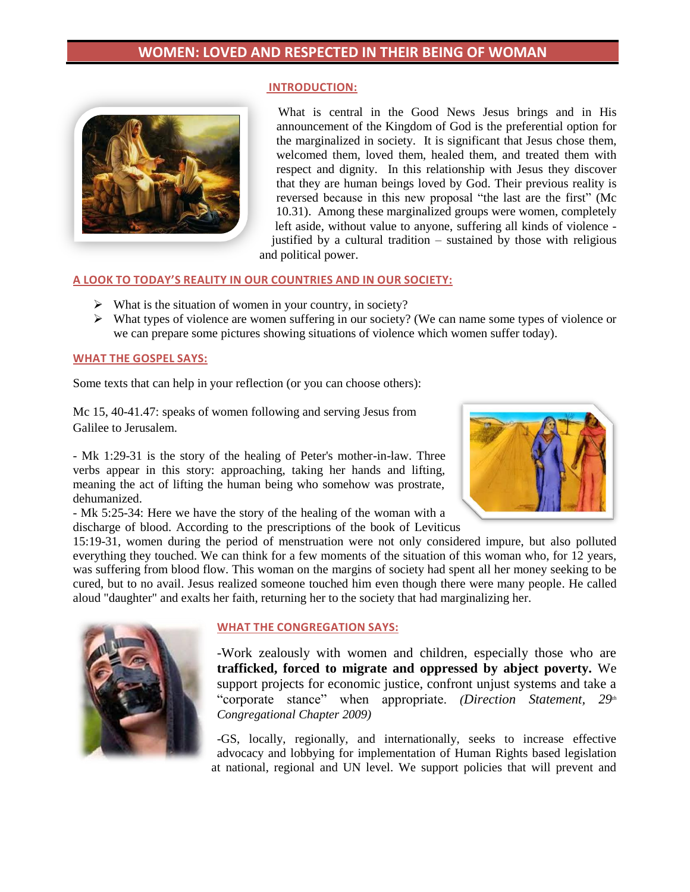# WOMEN: LOVED AND RESPECTED IN THEIR BEING OF WOMAN

## INTRODUCTION:

What is central in the Good News Jesus brings and in His announcement of the Kingdom of God is the preferential option for the marginalized in society. It is significant that Jesus chose them, welcomed them, loved them, healed them, and treated them with respect and dignity. In this relationship with Jesus they discover that they are human beings loved by God. Their previous reality is reversed because in this new proposal "the last are the first" (Mc 10.31). Among these marginalized groups were women, completely left aside, without value to anyone, suffering all kinds of violence - justified by a cultural tradition – sustained by those with religious and political power.

## A LOOK TO TODAY'S REALITY IN OUR COUNTRIES AND IN OUR SOCIETY:

- What is the situation of women in your country, in society?
- What types of violence are women suffering in our society? (We can name some types of violence or we can prepare some pictures showing situations of violence which women suffer today).

## WHAT THE GOSPEL SAYS:

Some texts that can help in your reflection (or you can choose others):

Mc 15, 40-41.47: speaks of women following and serving Jesus from Galilee to Jerusalem.

- Mk 1:29-31 is the story of the healing of Peter's mother-in-law. Three verbs appear in this story: approaching, taking her hands and lifting, meaning the act of lifting the human being who somehow was prostrate, dehumanized.

- Mk 5:25-34: Here we have the story of the healing of the woman with a discharge of blood. According to the prescriptions of the book of Leviticus 15:19-31, women during the period of menstruation were not only considered impure, but also polluted everything they touched. We can think for a few moments of the situation of this woman who, for 12 years, was suffering from blood flow. This woman on the margins of society had spent all her money seeking to be cured, but to no avail. Jesus realized someone touched him even though there were many people. He called aloud "daughter" and exalts her faith, returning her to the society that had marginalizing her.

## WHAT THE CONGREGATION SAYS:

-Work zealously with women and children, especially those who are **trafficked, forced to migrate and oppressed by abject poverty.** We support projects for economic justice, confront unjust systems and take a "corporate stance" when appropriate. *(Direction Statement, 29th Congregational Chapter 2009)*

-GS, locally, regionally, and internationally, seeks to increase effective advocacy and lobbying for implementation of Human Rights based legislation at national, regional and UN level. We support policies that will prevent and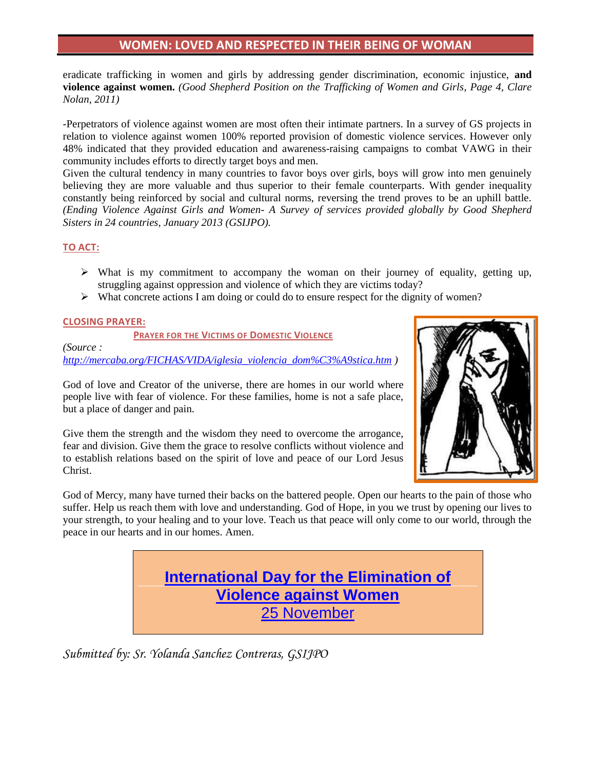eradicate trafficking in women and girls by addressing gender discrimination, economic injustice, **and violence against women.** *(Good Shepherd Position on the Trafficking of Women and Girls, Page 4, Clare Nolan, 2011)*

-Perpetrators of violence against women are most often their intimate partners. In a survey of GS projects in relation to violence against women 100% reported provision of domestic violence services. However only 48% indicated that they provided education and awareness-raising campaigns to combat VAWG in their community includes efforts to directly target boys and men.

Given the cultural tendency in many countries to favor boys over girls, boys will grow into men genuinely believing they are more valuable and thus superior to their female counterparts. With gender inequality constantly being reinforced by social and cultural norms, reversing the trend proves to be an uphill battle. *(Ending Violence Against Girls and Women- A Survey of services provided globally by Good Shepherd Sisters in 24 countries, January 2013 (GSIJPO).*

## TO ACT:

- What is my commitment to accompany the woman on their journey of equality, getting up, struggling against oppression and violence of which they are victims today?
- What concrete actions I am doing or could do to ensure respect for the dignity of women?

## CLOSING PRAYER:

### PRAYER FOR THE VICTIMS OF DOMESTIC VIOLENCE

*(Source : http://mercaba.org/FICHAS/VIDA/iglesia_violencia_dom%C3%A9stica.htm )*

God of love and Creator of the universe, there are homes in our world where people live with fear of violence. For these families, home is not a safe place, but a place of danger and pain.

Give them the strength and the wisdom they need to overcome the arrogance, fear and division. Give them the grace to resolve conflicts without violence and to establish relations based on the spirit of love and peace of our Lord Jesus Christ.

God of Mercy, many have turned their backs on the battered people. Open our hearts to the pain of those who suffer. Help us reach them with love and understanding. God of Hope, in you we trust by opening our lives to your strength, to your healing and to your love. Teach us that peace will only come to our world, through the peace in our hearts and in our homes. Amen.

**International Day for the Elimination of Violence against Women**
25 November

*Submitted by: Sr. Yolanda Sanchez Contreras, GSIJPO*